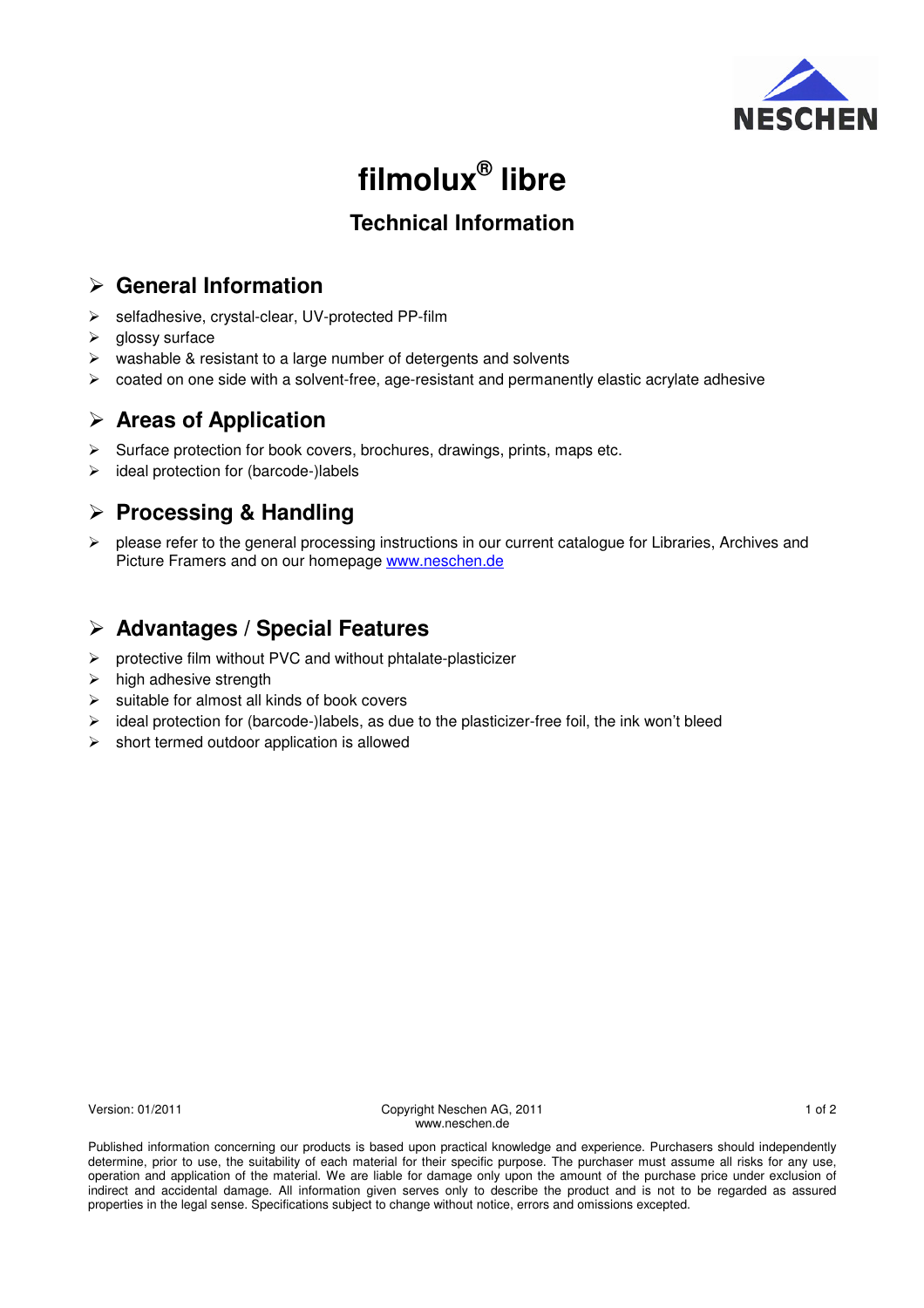NESCHEN

# filmolux® libre

## Technical Information

### General Information

- selfadhesive, crystal-clear, UV-protected PP-film
- glossy surface
- washable & resistant to a large number of detergents and solvents
- coated on one side with a solvent-free, age-resistant and permanently elastic acrylate adhesive

### Areas of Application

- Surface protection for book covers, brochures, drawings, prints, maps etc.
- ideal protection for (barcode-)labels

### Processing & Handling

- please refer to the general processing instructions in our current catalogue for Libraries, Archives and Picture Framers and on our homepage www.neschen.de

### Advantages / Special Features

- protective film without PVC and without phtalate-plasticizer
- high adhesive strength
- suitable for almost all kinds of book covers
- ideal protection for (barcode-)labels, as due to the plasticizer-free foil, the ink won't bleed
- short termed outdoor application is allowed

Version: 01/2011

Copyright Neschen AG, 2011
www.neschen.de

Published information concerning our products is based upon practical knowledge and experience. Purchasers should independently determine, prior to use, the suitability of each material for their specific purpose. The purchaser must assume all risks for any use, operation and application of the material. We are liable for damage only upon the amount of the purchase price under exclusion of indirect and accidental damage. All information given serves only to describe the product and is not to be regarded as assured properties in the legal sense. Specifications subject to change without notice, errors and omissions excepted.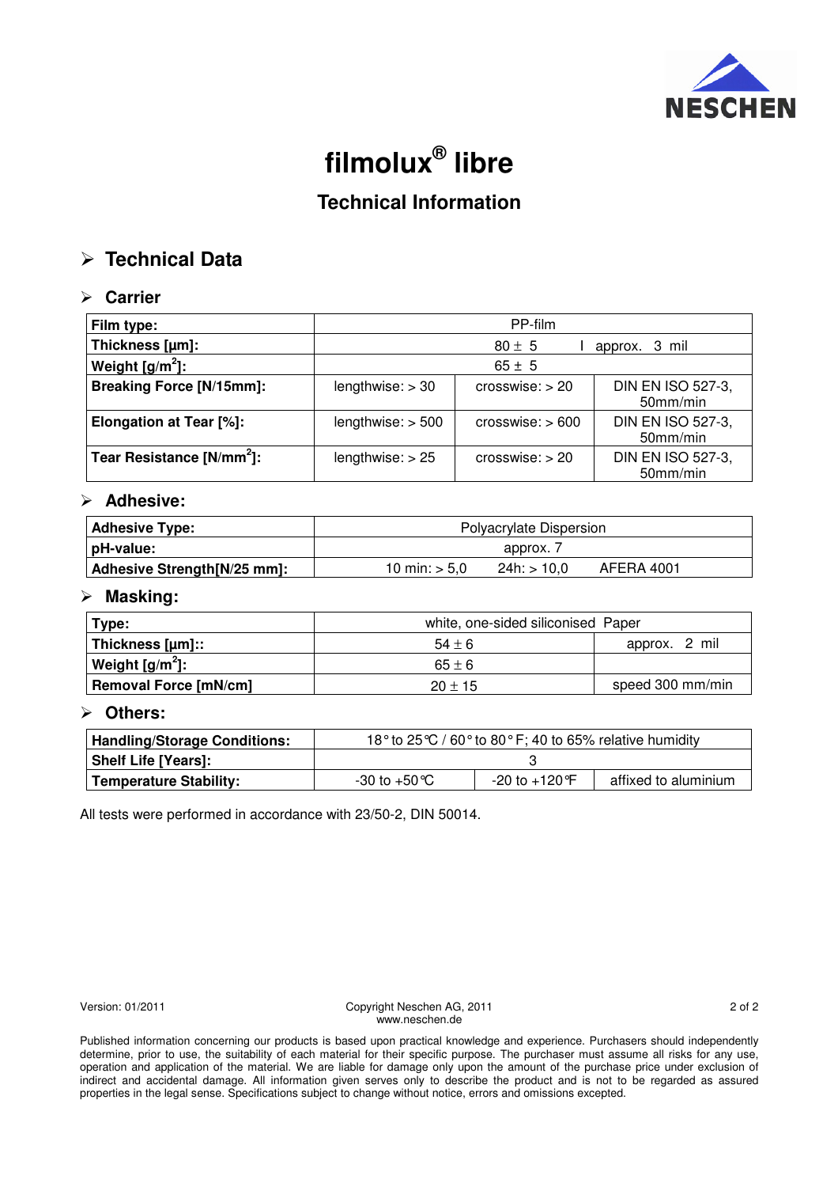# filmolux® libre

## Technical Information

## ➢ Technical Data

### ➢ Carrier

| | | | |
|---|---|---|---|
| **Film type:** | PP-film | | |
| **Thickness [µm]:** | 80 ± 5 | approx. 3 mil | |
| **Weight [g/m²]:** | 65 ± 5 | | |
| **Breaking Force [N/15mm]:** | lengthwise: > 30 | crosswise: > 20 | DIN EN ISO 527-3, 50mm/min |
| **Elongation at Tear [%]:** | lengthwise: > 500 | crosswise: > 600 | DIN EN ISO 527-3, 50mm/min |
| **Tear Resistance [N/mm²]:** | lengthwise: > 25 | crosswise: > 20 | DIN EN ISO 527-3, 50mm/min |

### ➢ Adhesive:

| | | | |
|---|---|---|---|
| **Adhesive Type:** | Polyacrylate Dispersion | | |
| **pH-value:** | approx. 7 | | |
| **Adhesive Strength[N/25 mm]:** | 10 min: > 5,0 | 24h: > 10,0 | AFERA 4001 |

### ➢ Masking:

| | | |
|---|---|---|
| **Type:** | white, one-sided siliconised Paper | |
| **Thickness [µm]::** | 54 ± 6 | approx. 2 mil |
| **Weight [g/m²]:** | 65 ± 6 | |
| **Removal Force [mN/cm]** | 20 ± 15 | speed 300 mm/min |

### ➢ Others:

| | | | |
|---|---|---|---|
| **Handling/Storage Conditions:** | 18° to 25°C / 60° to 80°F; 40 to 65% relative humidity | | |
| **Shelf Life [Years]:** | 3 | | |
| **Temperature Stability:** | -30 to +50°C | -20 to +120°F | affixed to aluminium |

All tests were performed in accordance with 23/50-2, DIN 50014.

Version: 01/2011

Copyright Neschen AG, 2011
www.neschen.de

Published information concerning our products is based upon practical knowledge and experience. Purchasers should independently determine, prior to use, the suitability of each material for their specific purpose. The purchaser must assume all risks for any use, operation and application of the material. We are liable for damage only upon the amount of the purchase price under exclusion of indirect and accidental damage. All information given serves only to describe the product and is not to be regarded as assured properties in the legal sense. Specifications subject to change without notice, errors and omissions excepted.